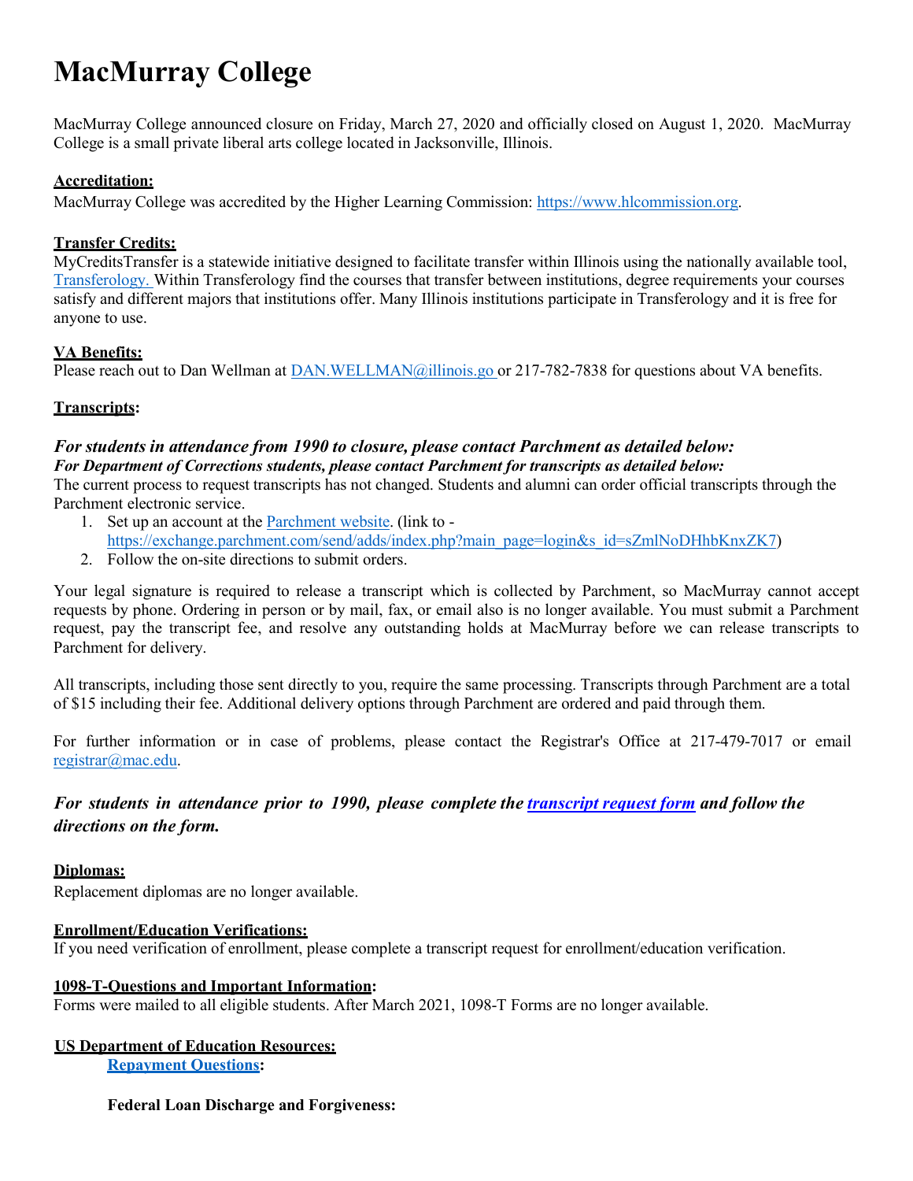# MacMurray College

MacMurray College announced closure on Friday, March 27, 2020 and officially closed on August 1, 2020. MacMurray College is a small private liberal arts college located in Jacksonville, Illinois.

**Accreditation:**

MacMurray College was accredited by the Higher Learning Commission: https://www.hlcommission.org.

**Transfer Credits:**

MyCreditsTransfer is a statewide initiative designed to facilitate transfer within Illinois using the nationally available tool, Transferology. Within Transferology find the courses that transfer between institutions, degree requirements your courses satisfy and different majors that institutions offer. Many Illinois institutions participate in Transferology and it is free for anyone to use.

**VA Benefits:**

Please reach out to Dan Wellman at DAN.WELLMAN@illinois.go or 217-782-7838 for questions about VA benefits.

**Transcripts:**

***For students in attendance from 1990 to closure, please contact Parchment as detailed below:***

***For Department of Corrections students, please contact Parchment for transcripts as detailed below:***

The current process to request transcripts has not changed. Students and alumni can order official transcripts through the Parchment electronic service.

1. Set up an account at the Parchment website. (link to - https://exchange.parchment.com/send/adds/index.php?main_page=login&s_id=sZmlNoDHhbKnxZK7)
2. Follow the on-site directions to submit orders.

Your legal signature is required to release a transcript which is collected by Parchment, so MacMurray cannot accept requests by phone. Ordering in person or by mail, fax, or email also is no longer available. You must submit a Parchment request, pay the transcript fee, and resolve any outstanding holds at MacMurray before we can release transcripts to Parchment for delivery.

All transcripts, including those sent directly to you, require the same processing. Transcripts through Parchment are a total of $15 including their fee. Additional delivery options through Parchment are ordered and paid through them.

For further information or in case of problems, please contact the Registrar's Office at 217-479-7017 or email registrar@mac.edu.

***For students in attendance prior to 1990, please complete the transcript request form and follow the directions on the form.***

**Diplomas:**

Replacement diplomas are no longer available.

**Enrollment/Education Verifications:**

If you need verification of enrollment, please complete a transcript request for enrollment/education verification.

**1098-T-Questions and Important Information:**

Forms were mailed to all eligible students. After March 2021, 1098-T Forms are no longer available.

**US Department of Education Resources:**

**Repayment Questions:**

**Federal Loan Discharge and Forgiveness:**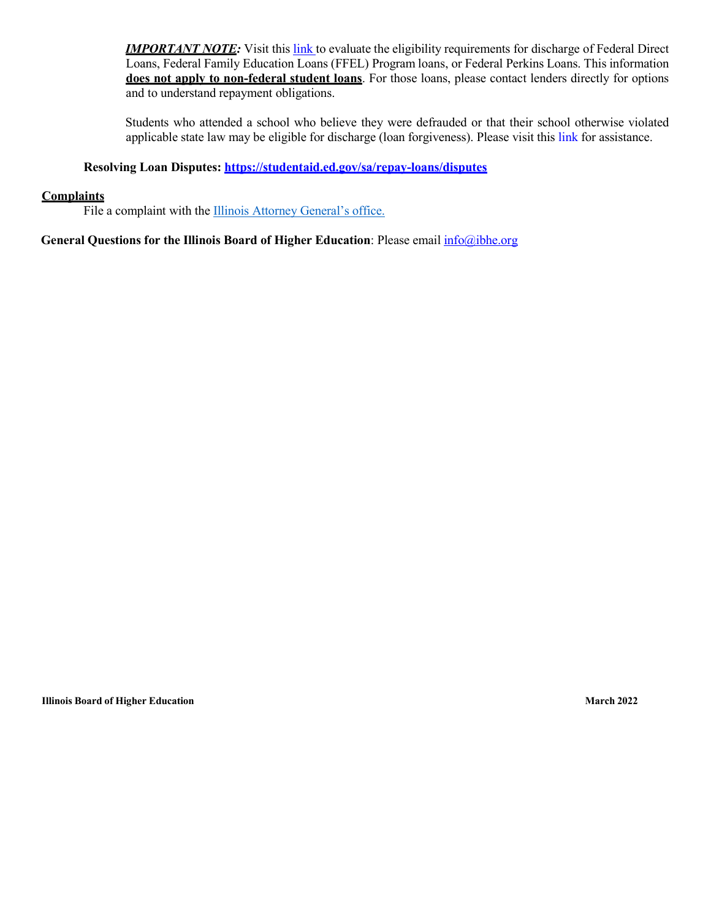***IMPORTANT NOTE:*** Visit this link to evaluate the eligibility requirements for discharge of Federal Direct Loans, Federal Family Education Loans (FFEL) Program loans, or Federal Perkins Loans. This information **does not apply to non-federal student loans**. For those loans, please contact lenders directly for options and to understand repayment obligations.

Students who attended a school who believe they were defrauded or that their school otherwise violated applicable state law may be eligible for discharge (loan forgiveness). Please visit this link for assistance.

**Resolving Loan Disputes: https://studentaid.ed.gov/sa/repay-loans/disputes**

**Complaints**

File a complaint with the Illinois Attorney General's office.

**General Questions for the Illinois Board of Higher Education**: Please email info@ibhe.org

**Illinois Board of Higher Education** **March 2022**